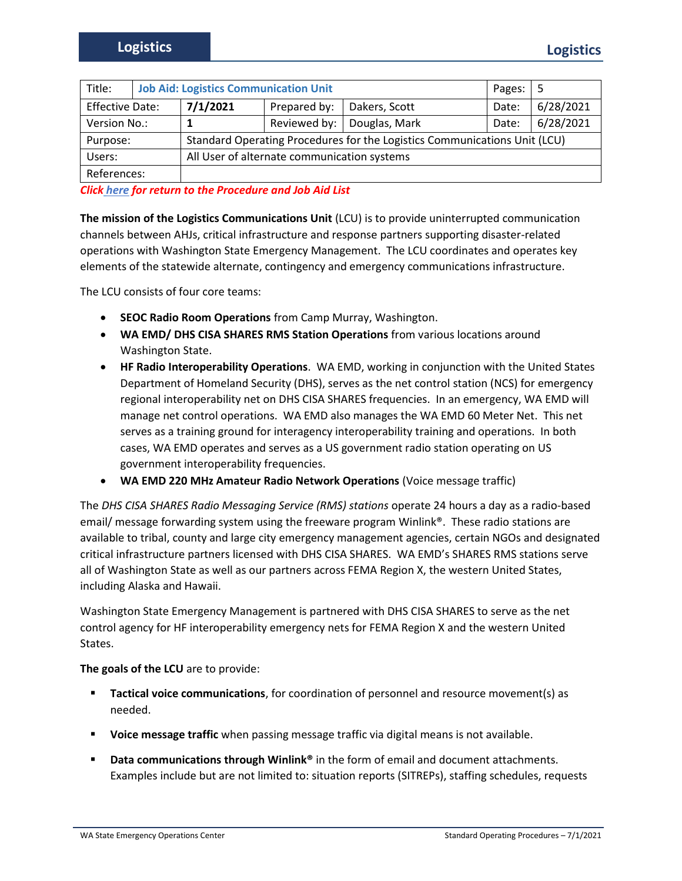| Title: | Job Aid: Logistics Communication Unit | | | Pages: | 5 |
|---|---|---|---|---|---|
| Effective Date: | **7/1/2021** | Prepared by: | Dakers, Scott | Date: | 6/28/2021 |
| Version No.: | **1** | Reviewed by: | Douglas, Mark | Date: | 6/28/2021 |
| Purpose: | Standard Operating Procedures for the Logistics Communications Unit (LCU) | | | | |
| Users: | All User of alternate communication systems | | | | |
| References: | | | | | |

***Click here for return to the Procedure and Job Aid List***

**The mission of the Logistics Communications Unit** (LCU) is to provide uninterrupted communication channels between AHJs, critical infrastructure and response partners supporting disaster-related operations with Washington State Emergency Management. The LCU coordinates and operates key elements of the statewide alternate, contingency and emergency communications infrastructure.

The LCU consists of four core teams:

- **SEOC Radio Room Operations** from Camp Murray, Washington.
- **WA EMD/ DHS CISA SHARES RMS Station Operations** from various locations around Washington State.
- **HF Radio Interoperability Operations**. WA EMD, working in conjunction with the United States Department of Homeland Security (DHS), serves as the net control station (NCS) for emergency regional interoperability net on DHS CISA SHARES frequencies. In an emergency, WA EMD will manage net control operations. WA EMD also manages the WA EMD 60 Meter Net. This net serves as a training ground for interagency interoperability training and operations. In both cases, WA EMD operates and serves as a US government radio station operating on US government interoperability frequencies.
- **WA EMD 220 MHz Amateur Radio Network Operations** (Voice message traffic)

The *DHS CISA SHARES Radio Messaging Service (RMS) stations* operate 24 hours a day as a radio-based email/ message forwarding system using the freeware program Winlink®. These radio stations are available to tribal, county and large city emergency management agencies, certain NGOs and designated critical infrastructure partners licensed with DHS CISA SHARES. WA EMD's SHARES RMS stations serve all of Washington State as well as our partners across FEMA Region X, the western United States, including Alaska and Hawaii.

Washington State Emergency Management is partnered with DHS CISA SHARES to serve as the net control agency for HF interoperability emergency nets for FEMA Region X and the western United States.

**The goals of the LCU** are to provide:

- **Tactical voice communications**, for coordination of personnel and resource movement(s) as needed.
- **Voice message traffic** when passing message traffic via digital means is not available.
- **Data communications through Winlink®** in the form of email and document attachments. Examples include but are not limited to: situation reports (SITREPs), staffing schedules, requests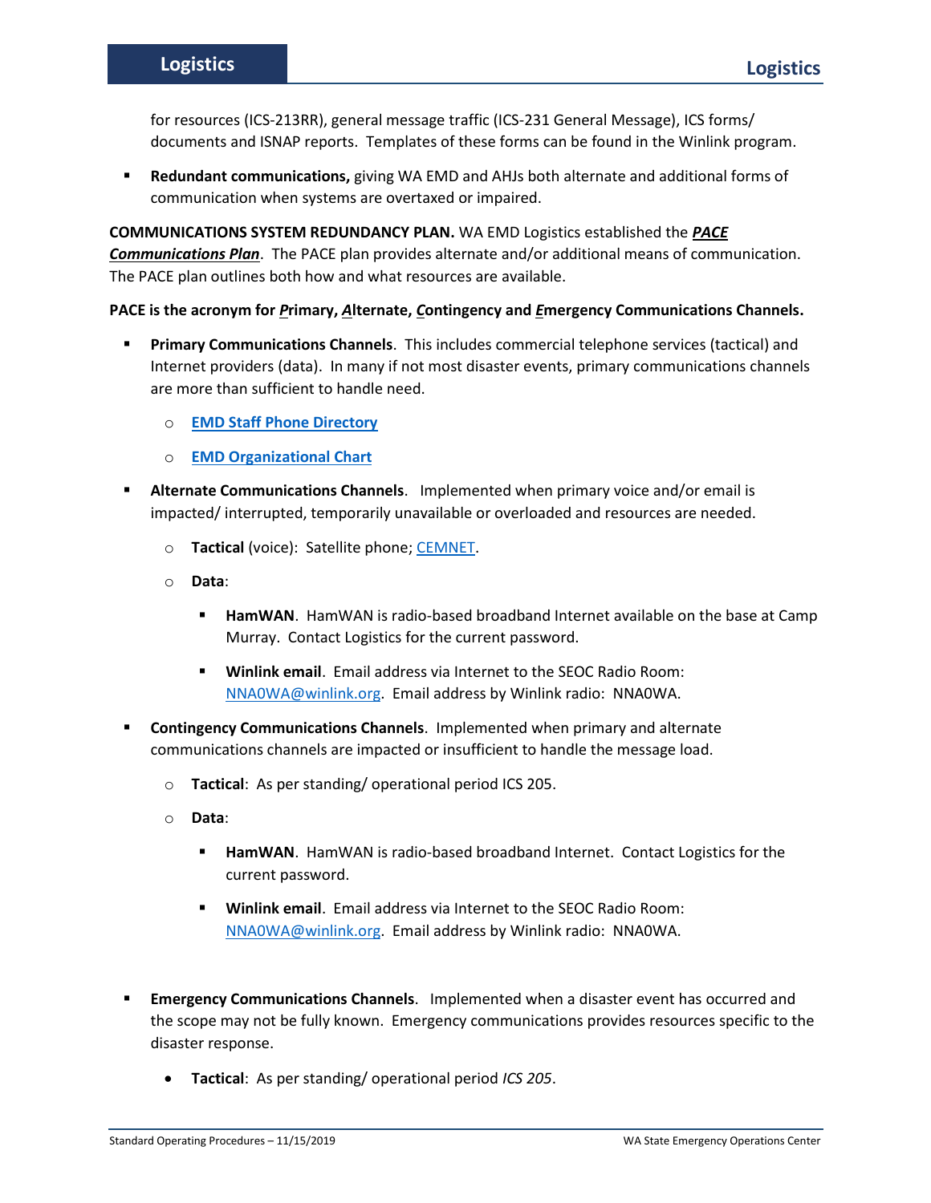for resources (ICS-213RR), general message traffic (ICS-231 General Message), ICS forms/ documents and ISNAP reports. Templates of these forms can be found in the Winlink program.

- **Redundant communications,** giving WA EMD and AHJs both alternate and additional forms of communication when systems are overtaxed or impaired.

**COMMUNICATIONS SYSTEM REDUNDANCY PLAN.** WA EMD Logistics established the ***PACE Communications Plan***. The PACE plan provides alternate and/or additional means of communication. The PACE plan outlines both how and what resources are available.

**PACE is the acronym for *P*rimary, *A*lternate, *C*ontingency and *E*mergency Communications Channels.**

- **Primary Communications Channels**. This includes commercial telephone services (tactical) and Internet providers (data). In many if not most disaster events, primary communications channels are more than sufficient to handle need.
  - **EMD Staff Phone Directory**
  - **EMD Organizational Chart**
- **Alternate Communications Channels**. Implemented when primary voice and/or email is impacted/ interrupted, temporarily unavailable or overloaded and resources are needed.
  - **Tactical** (voice): Satellite phone; CEMNET.
  - **Data**:
    - **HamWAN**. HamWAN is radio-based broadband Internet available on the base at Camp Murray. Contact Logistics for the current password.
    - **Winlink email**. Email address via Internet to the SEOC Radio Room: NNA0WA@winlink.org. Email address by Winlink radio: NNA0WA.
- **Contingency Communications Channels**. Implemented when primary and alternate communications channels are impacted or insufficient to handle the message load.
  - **Tactical**: As per standing/ operational period ICS 205.
  - **Data**:
    - **HamWAN**. HamWAN is radio-based broadband Internet. Contact Logistics for the current password.
    - **Winlink email**. Email address via Internet to the SEOC Radio Room: NNA0WA@winlink.org. Email address by Winlink radio: NNA0WA.
- **Emergency Communications Channels**. Implemented when a disaster event has occurred and the scope may not be fully known. Emergency communications provides resources specific to the disaster response.
  - **Tactical**: As per standing/ operational period *ICS 205*.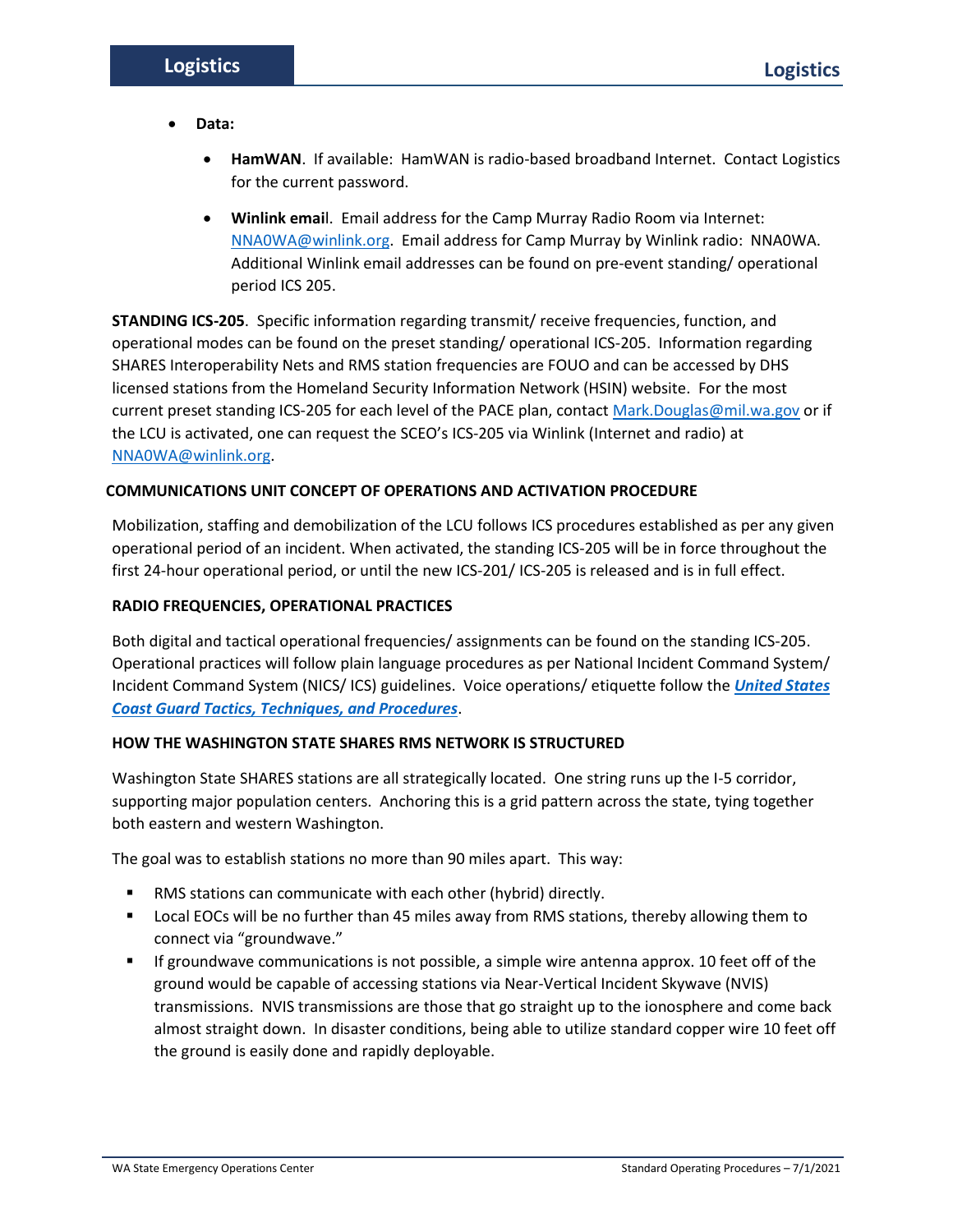- **Data:**
  - **HamWAN**. If available: HamWAN is radio-based broadband Internet. Contact Logistics for the current password.
  - **Winlink email**. Email address for the Camp Murray Radio Room via Internet: NNA0WA@winlink.org. Email address for Camp Murray by Winlink radio: NNA0WA. Additional Winlink email addresses can be found on pre-event standing/ operational period ICS 205.

**STANDING ICS-205**. Specific information regarding transmit/ receive frequencies, function, and operational modes can be found on the preset standing/ operational ICS-205. Information regarding SHARES Interoperability Nets and RMS station frequencies are FOUO and can be accessed by DHS licensed stations from the Homeland Security Information Network (HSIN) website. For the most current preset standing ICS-205 for each level of the PACE plan, contact Mark.Douglas@mil.wa.gov or if the LCU is activated, one can request the SCEO's ICS-205 via Winlink (Internet and radio) at NNA0WA@winlink.org.

### COMMUNICATIONS UNIT CONCEPT OF OPERATIONS AND ACTIVATION PROCEDURE

Mobilization, staffing and demobilization of the LCU follows ICS procedures established as per any given operational period of an incident. When activated, the standing ICS-205 will be in force throughout the first 24-hour operational period, or until the new ICS-201/ ICS-205 is released and is in full effect.

### RADIO FREQUENCIES, OPERATIONAL PRACTICES

Both digital and tactical operational frequencies/ assignments can be found on the standing ICS-205. Operational practices will follow plain language procedures as per National Incident Command System/ Incident Command System (NICS/ ICS) guidelines. Voice operations/ etiquette follow the ***United States Coast Guard Tactics, Techniques, and Procedures***.

### HOW THE WASHINGTON STATE SHARES RMS NETWORK IS STRUCTURED

Washington State SHARES stations are all strategically located. One string runs up the I-5 corridor, supporting major population centers. Anchoring this is a grid pattern across the state, tying together both eastern and western Washington.

The goal was to establish stations no more than 90 miles apart. This way:

- RMS stations can communicate with each other (hybrid) directly.
- Local EOCs will be no further than 45 miles away from RMS stations, thereby allowing them to connect via "groundwave."
- If groundwave communications is not possible, a simple wire antenna approx. 10 feet off of the ground would be capable of accessing stations via Near-Vertical Incident Skywave (NVIS) transmissions. NVIS transmissions are those that go straight up to the ionosphere and come back almost straight down. In disaster conditions, being able to utilize standard copper wire 10 feet off the ground is easily done and rapidly deployable.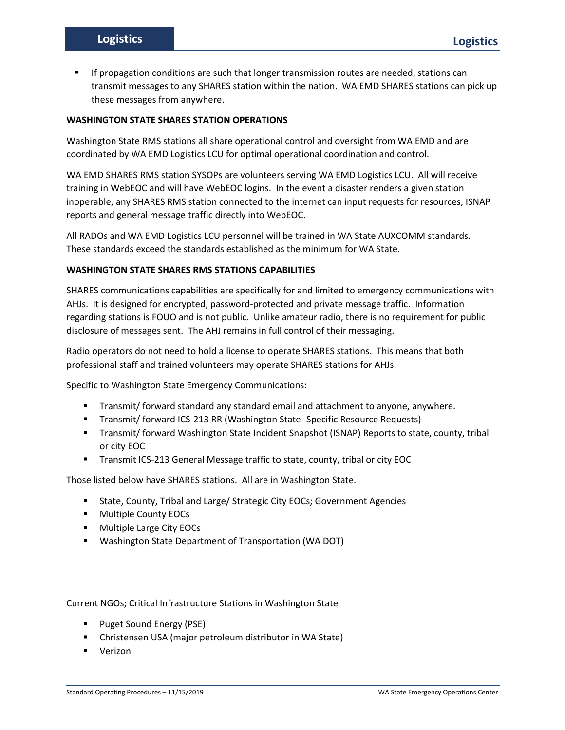- If propagation conditions are such that longer transmission routes are needed, stations can transmit messages to any SHARES station within the nation. WA EMD SHARES stations can pick up these messages from anywhere.

**WASHINGTON STATE SHARES STATION OPERATIONS**

Washington State RMS stations all share operational control and oversight from WA EMD and are coordinated by WA EMD Logistics LCU for optimal operational coordination and control.

WA EMD SHARES RMS station SYSOPs are volunteers serving WA EMD Logistics LCU. All will receive training in WebEOC and will have WebEOC logins. In the event a disaster renders a given station inoperable, any SHARES RMS station connected to the internet can input requests for resources, ISNAP reports and general message traffic directly into WebEOC.

All RADOs and WA EMD Logistics LCU personnel will be trained in WA State AUXCOMM standards. These standards exceed the standards established as the minimum for WA State.

**WASHINGTON STATE SHARES RMS STATIONS CAPABILITIES**

SHARES communications capabilities are specifically for and limited to emergency communications with AHJs. It is designed for encrypted, password-protected and private message traffic. Information regarding stations is FOUO and is not public. Unlike amateur radio, there is no requirement for public disclosure of messages sent. The AHJ remains in full control of their messaging.

Radio operators do not need to hold a license to operate SHARES stations. This means that both professional staff and trained volunteers may operate SHARES stations for AHJs.

Specific to Washington State Emergency Communications:

- Transmit/ forward standard any standard email and attachment to anyone, anywhere.
- Transmit/ forward ICS-213 RR (Washington State- Specific Resource Requests)
- Transmit/ forward Washington State Incident Snapshot (ISNAP) Reports to state, county, tribal or city EOC
- Transmit ICS-213 General Message traffic to state, county, tribal or city EOC

Those listed below have SHARES stations. All are in Washington State.

- State, County, Tribal and Large/ Strategic City EOCs; Government Agencies
- Multiple County EOCs
- Multiple Large City EOCs
- Washington State Department of Transportation (WA DOT)

Current NGOs; Critical Infrastructure Stations in Washington State

- Puget Sound Energy (PSE)
- Christensen USA (major petroleum distributor in WA State)
- Verizon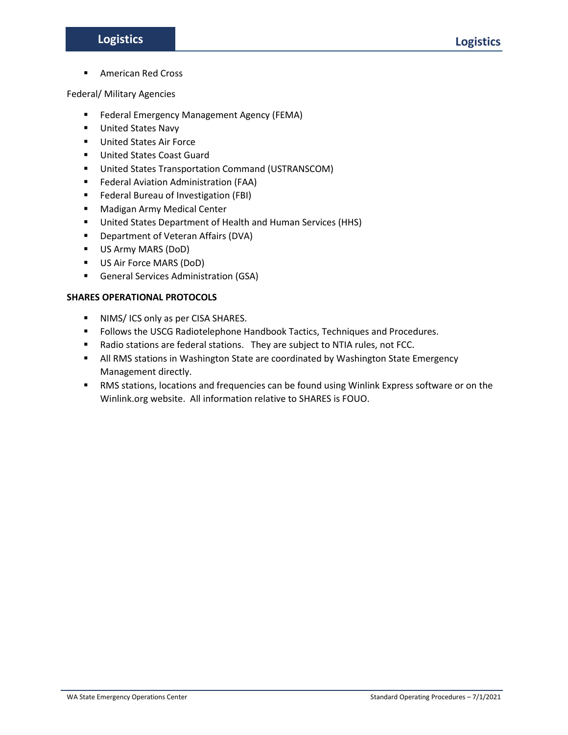- American Red Cross

Federal/ Military Agencies

- Federal Emergency Management Agency (FEMA)
- United States Navy
- United States Air Force
- United States Coast Guard
- United States Transportation Command (USTRANSCOM)
- Federal Aviation Administration (FAA)
- Federal Bureau of Investigation (FBI)
- Madigan Army Medical Center
- United States Department of Health and Human Services (HHS)
- Department of Veteran Affairs (DVA)
- US Army MARS (DoD)
- US Air Force MARS (DoD)
- General Services Administration (GSA)

**SHARES OPERATIONAL PROTOCOLS**

- NIMS/ ICS only as per CISA SHARES.
- Follows the USCG Radiotelephone Handbook Tactics, Techniques and Procedures.
- Radio stations are federal stations. They are subject to NTIA rules, not FCC.
- All RMS stations in Washington State are coordinated by Washington State Emergency Management directly.
- RMS stations, locations and frequencies can be found using Winlink Express software or on the Winlink.org website. All information relative to SHARES is FOUO.